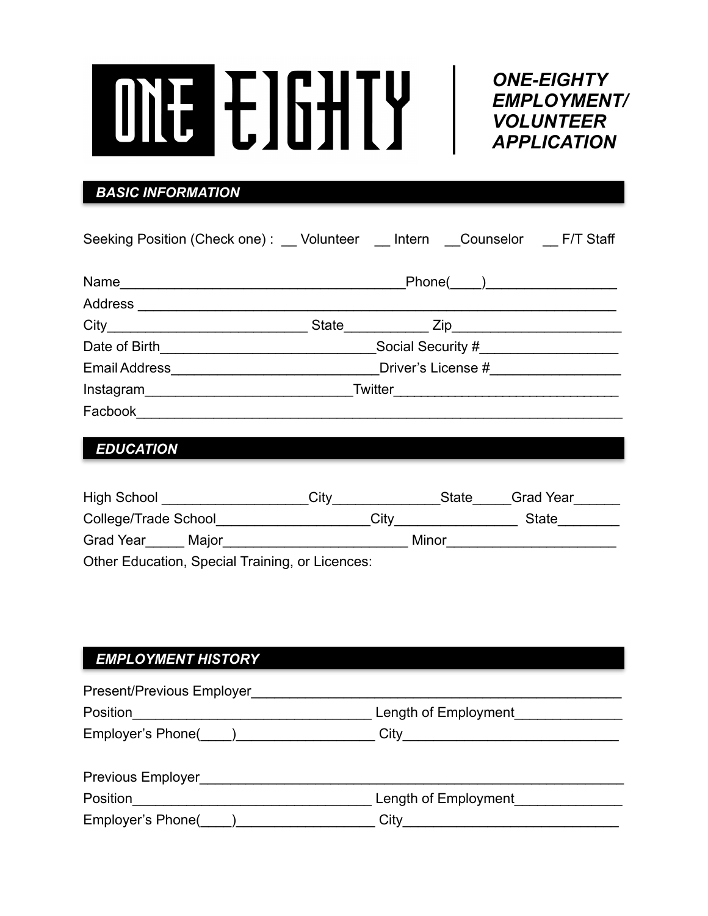# ONE EIGHTY

***ONE-EIGHTY EMPLOYMENT/ VOLUNTEER APPLICATION***

## *BASIC INFORMATION*

Seeking Position (Check one) : __ Volunteer __ Intern __Counselor __ F/T Staff

Name____________________________________Phone(____)________________

Address ____________________________________________________________

City_________________________ State__________ Zip_____________________

Date of Birth____________________________Social Security #__________________

Email Address__________________________Driver's License #_________________

Instagram__________________________Twitter_____________________________

Facbook____________________________________________________________

## *EDUCATION*

High School __________________City_____________State_____Grad Year______

College/Trade School__________________City_______________ State________

Grad Year_____ Major_______________________ Minor_____________________

Other Education, Special Training, or Licences:

## *EMPLOYMENT HISTORY*

Present/Previous Employer______________________________________________

Position_____________________________ Length of Employment_____________

Employer's Phone(____)_________________ City___________________________

Previous Employer_____________________________________________________

Position_____________________________ Length of Employment_____________

Employer's Phone(____)_________________ City___________________________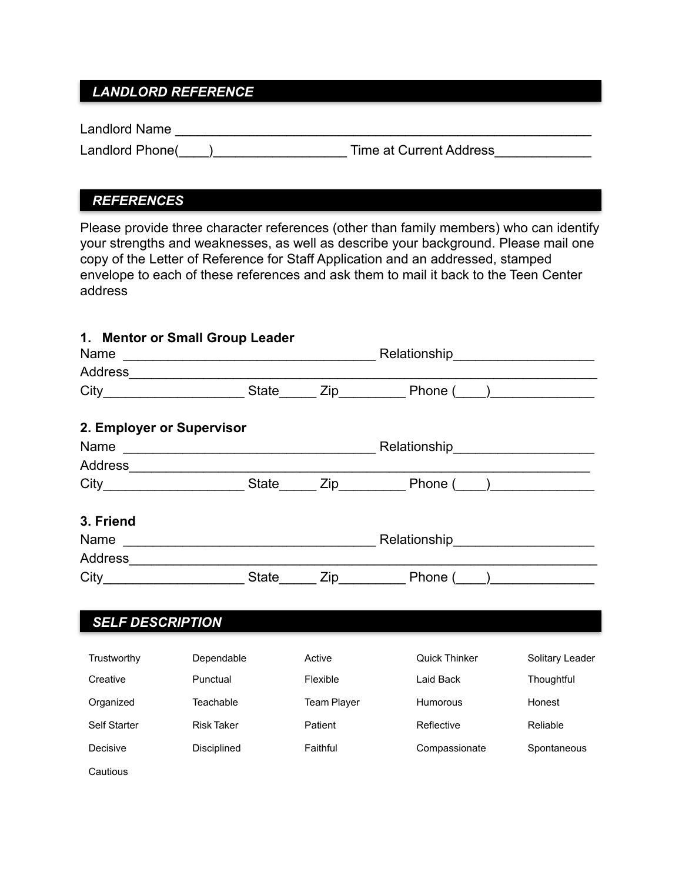## *LANDLORD REFERENCE*

Landlord Name ___________________________________________________

Landlord Phone(____)_________________ Time at Current Address____________

## *REFERENCES*

Please provide three character references (other than family members) who can identify your strengths and weaknesses, as well as describe your background. Please mail one copy of the Letter of Reference for Staff Application and an addressed, stamped envelope to each of these references and ask them to mail it back to the Teen Center address

**1. Mentor or Small Group Leader**

Name _________________________________ Relationship__________________

Address______________________________________________________________

City__________________ State_____ Zip_________ Phone (____)______________

**2. Employer or Supervisor**

Name _________________________________ Relationship__________________

Address_____________________________________________________________

City__________________ State_____ Zip_________ Phone (____)______________

**3. Friend**

Name _________________________________ Relationship__________________

Address______________________________________________________________

City__________________ State_____ Zip_________ Phone (____)______________

## *SELF DESCRIPTION*

| | | | | |
|---|---|---|---|---|
| Trustworthy | Dependable | Active | Quick Thinker | Solitary Leader |
| Creative | Punctual | Flexible | Laid Back | Thoughtful |
| Organized | Teachable | Team Player | Humorous | Honest |
| Self Starter | Risk Taker | Patient | Reflective | Reliable |
| Decisive | Disciplined | Faithful | Compassionate | Spontaneous |
| Cautious | | | | |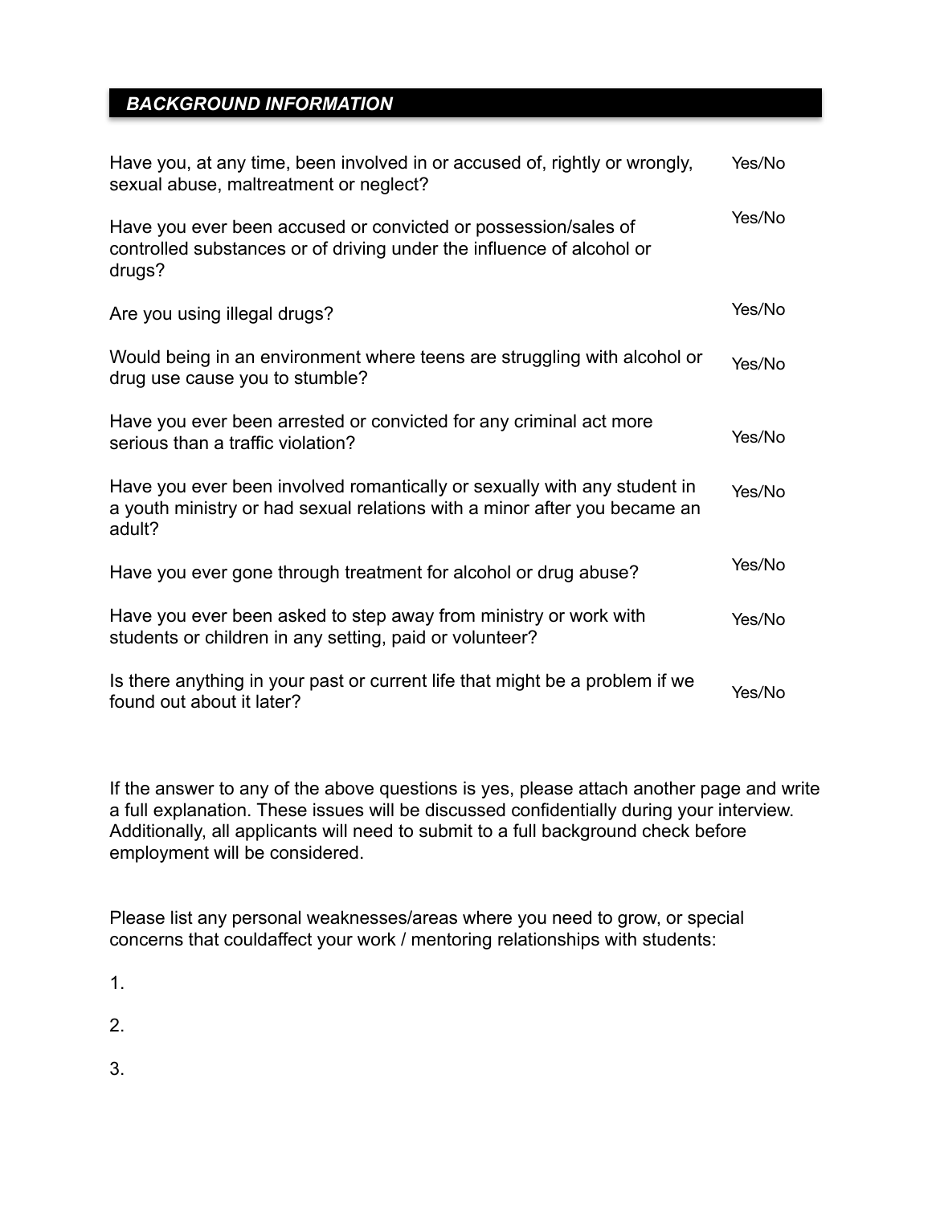## *BACKGROUND INFORMATION*

| Question | Answer |
| --- | --- |
| Have you, at any time, been involved in or accused of, rightly or wrongly, sexual abuse, maltreatment or neglect? | Yes/No |
| Have you ever been accused or convicted or possession/sales of controlled substances or of driving under the influence of alcohol or drugs? | Yes/No |
| Are you using illegal drugs? | Yes/No |
| Would being in an environment where teens are struggling with alcohol or drug use cause you to stumble? | Yes/No |
| Have you ever been arrested or convicted for any criminal act more serious than a traffic violation? | Yes/No |
| Have you ever been involved romantically or sexually with any student in a youth ministry or had sexual relations with a minor after you became an adult? | Yes/No |
| Have you ever gone through treatment for alcohol or drug abuse? | Yes/No |
| Have you ever been asked to step away from ministry or work with students or children in any setting, paid or volunteer? | Yes/No |
| Is there anything in your past or current life that might be a problem if we found out about it later? | Yes/No |

If the answer to any of the above questions is yes, please attach another page and write a full explanation. These issues will be discussed confidentially during your interview. Additionally, all applicants will need to submit to a full background check before employment will be considered.

Please list any personal weaknesses/areas where you need to grow, or special concerns that couldaffect your work / mentoring relationships with students:

1.

2.

3.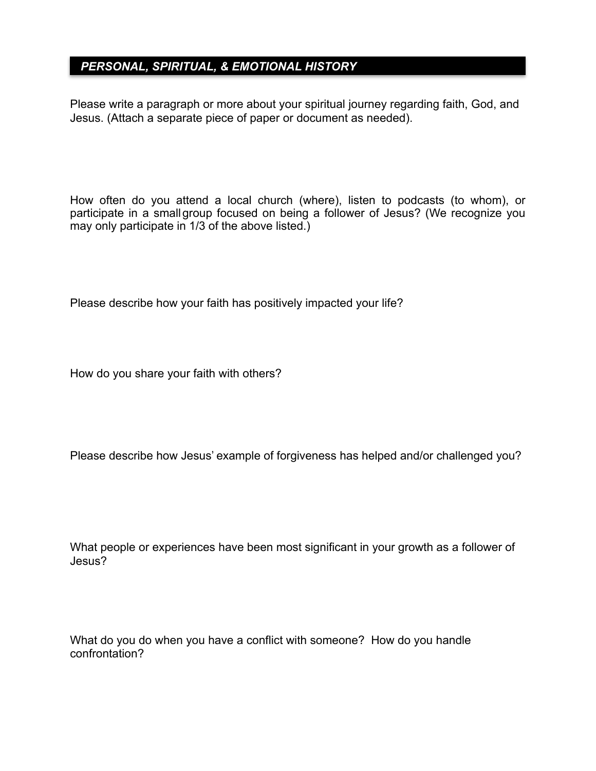## *PERSONAL, SPIRITUAL, & EMOTIONAL HISTORY*

Please write a paragraph or more about your spiritual journey regarding faith, God, and Jesus. (Attach a separate piece of paper or document as needed).

How often do you attend a local church (where), listen to podcasts (to whom), or participate in a small group focused on being a follower of Jesus? (We recognize you may only participate in 1/3 of the above listed.)

Please describe how your faith has positively impacted your life?

How do you share your faith with others?

Please describe how Jesus' example of forgiveness has helped and/or challenged you?

What people or experiences have been most significant in your growth as a follower of Jesus?

What do you do when you have a conflict with someone? How do you handle confrontation?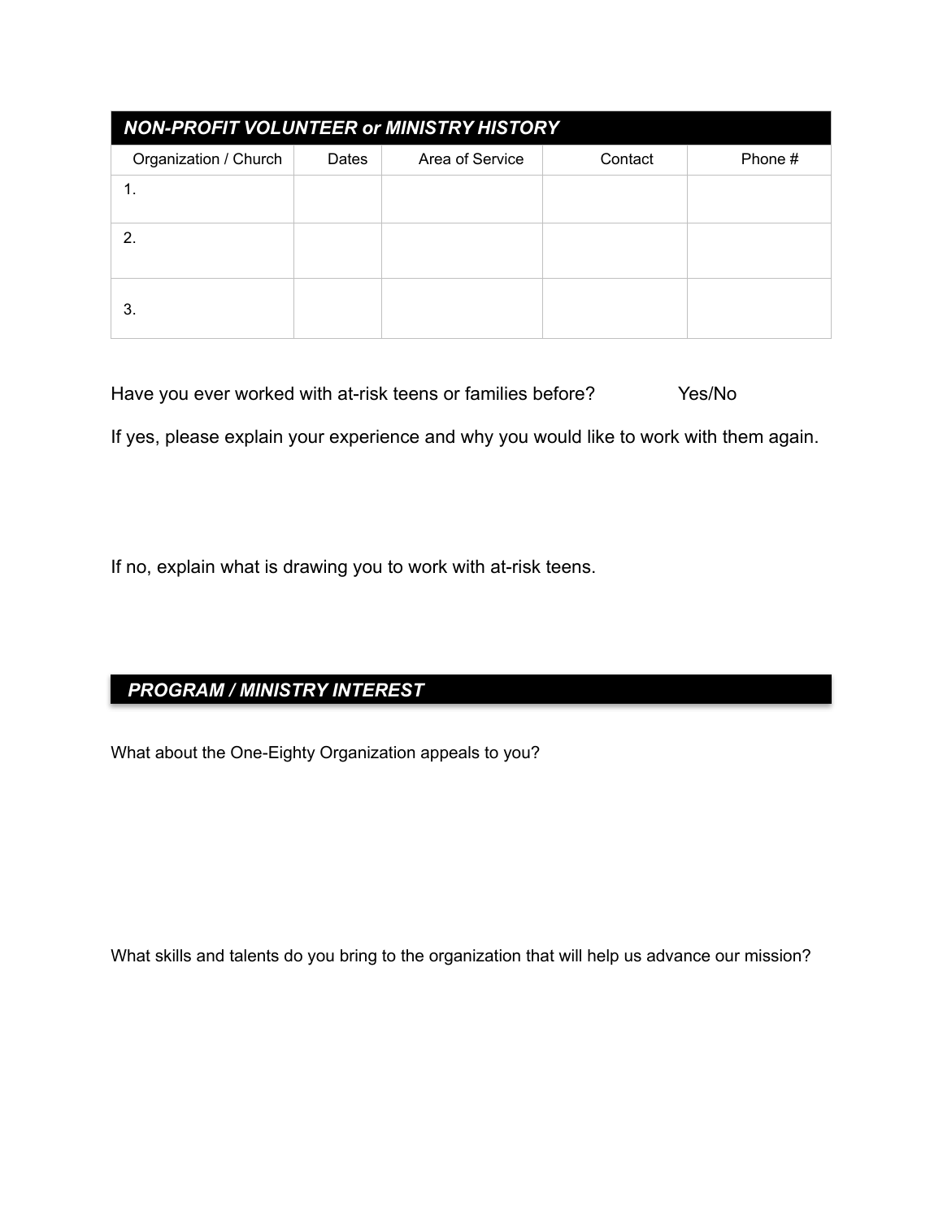## *NON-PROFIT VOLUNTEER or MINISTRY HISTORY*

| Organization / Church | Dates | Area of Service | Contact | Phone # |
|---|---|---|---|---|
| 1. | | | | |
| 2. | | | | |
| 3. | | | | |

Have you ever worked with at-risk teens or families before? Yes/No

If yes, please explain your experience and why you would like to work with them again.

If no, explain what is drawing you to work with at-risk teens.

## *PROGRAM / MINISTRY INTEREST*

What about the One-Eighty Organization appeals to you?

What skills and talents do you bring to the organization that will help us advance our mission?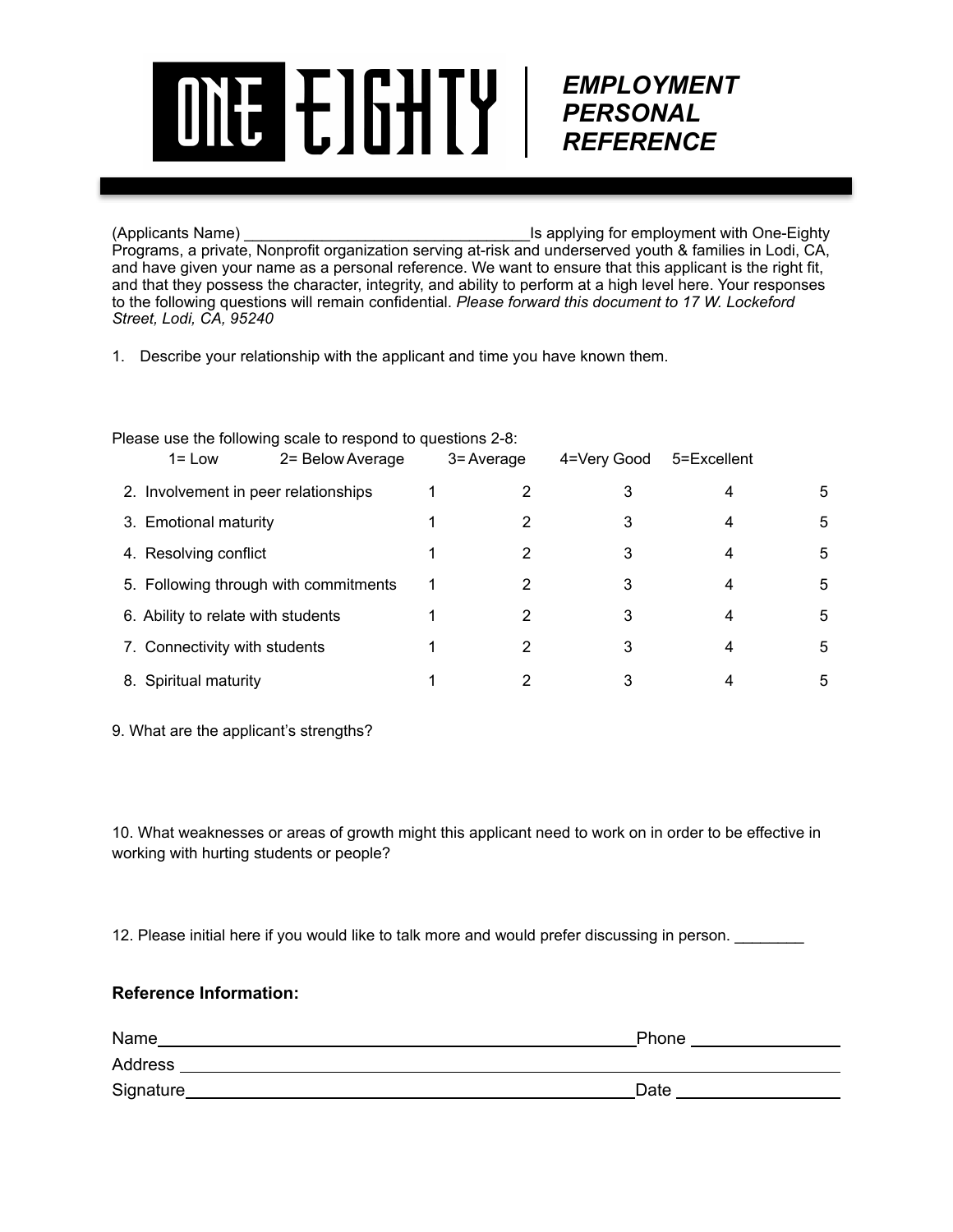# ONE EIGHTY | EMPLOYMENT PERSONAL REFERENCE

(Applicants Name) ________________________________Is applying for employment with One-Eighty Programs, a private, Nonprofit organization serving at-risk and underserved youth & families in Lodi, CA, and have given your name as a personal reference. We want to ensure that this applicant is the right fit, and that they possess the character, integrity, and ability to perform at a high level here. Your responses to the following questions will remain confidential. *Please forward this document to 17 W. Lockeford Street, Lodi, CA, 95240*

1. Describe your relationship with the applicant and time you have known them.

Please use the following scale to respond to questions 2-8:

1= Low 2= Below Average 3= Average 4=Very Good 5=Excellent

| | | | | | |
|---|---|---|---|---|---|
| 2. Involvement in peer relationships | 1 | 2 | 3 | 4 | 5 |
| 3. Emotional maturity | 1 | 2 | 3 | 4 | 5 |
| 4. Resolving conflict | 1 | 2 | 3 | 4 | 5 |
| 5. Following through with commitments | 1 | 2 | 3 | 4 | 5 |
| 6. Ability to relate with students | 1 | 2 | 3 | 4 | 5 |
| 7. Connectivity with students | 1 | 2 | 3 | 4 | 5 |
| 8. Spiritual maturity | 1 | 2 | 3 | 4 | 5 |

9. What are the applicant's strengths?

10. What weaknesses or areas of growth might this applicant need to work on in order to be effective in working with hurting students or people?

12. Please initial here if you would like to talk more and would prefer discussing in person. ________

**Reference Information:**

Name______________________________________________ Phone ________________

Address ____________________________________________________________________

Signature__________________________________________ Date _________________